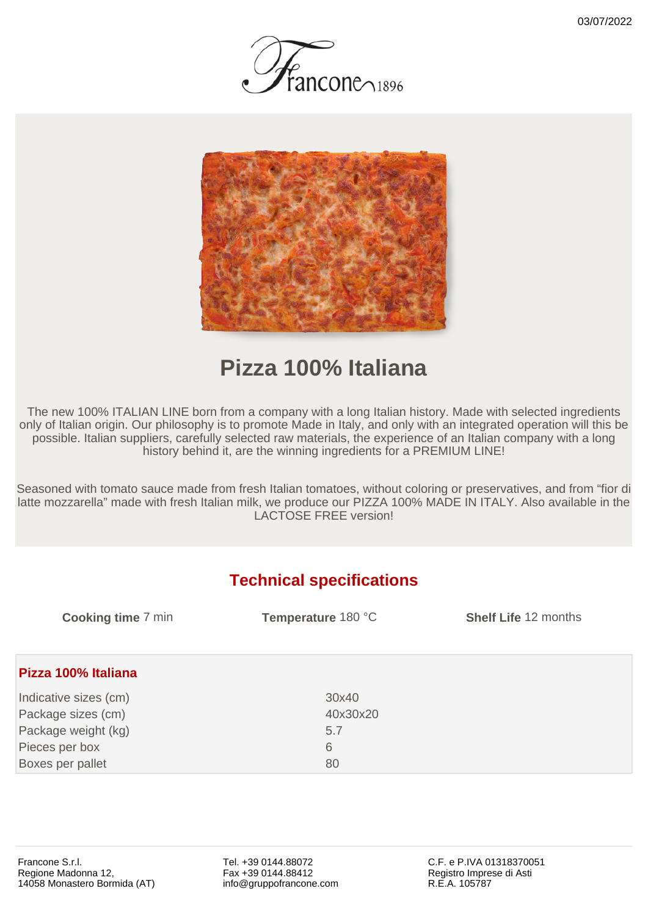03/07/2022

Francone 1896

# Pizza 100% Italiana

The new 100% ITALIAN LINE born from a company with a long Italian history. Made with selected ingredients only of Italian origin. Our philosophy is to promote Made in Italy, and only with an integrated operation will this be possible. Italian suppliers, carefully selected raw materials, the experience of an Italian company with a long history behind it, are the winning ingredients for a PREMIUM LINE!

Seasoned with tomato sauce made from fresh Italian tomatoes, without coloring or preservatives, and from "fior di latte mozzarella" made with fresh Italian milk, we produce our PIZZA 100% MADE IN ITALY. Also available in the LACTOSE FREE version!

## Technical specifications

**Cooking time** 7 min

**Temperature** 180 °C

**Shelf Life** 12 months

### Pizza 100% Italiana

| | |
|---|---|
| Indicative sizes (cm) | 30x40 |
| Package sizes (cm) | 40x30x20 |
| Package weight (kg) | 5.7 |
| Pieces per box | 6 |
| Boxes per pallet | 80 |

Francone S.r.l.
Regione Madonna 12,
14058 Monastero Bormida (AT)

Tel. +39 0144.88072
Fax +39 0144.88412
info@gruppofrancone.com

C.F. e P.IVA 01318370051
Registro Imprese di Asti
R.E.A. 105787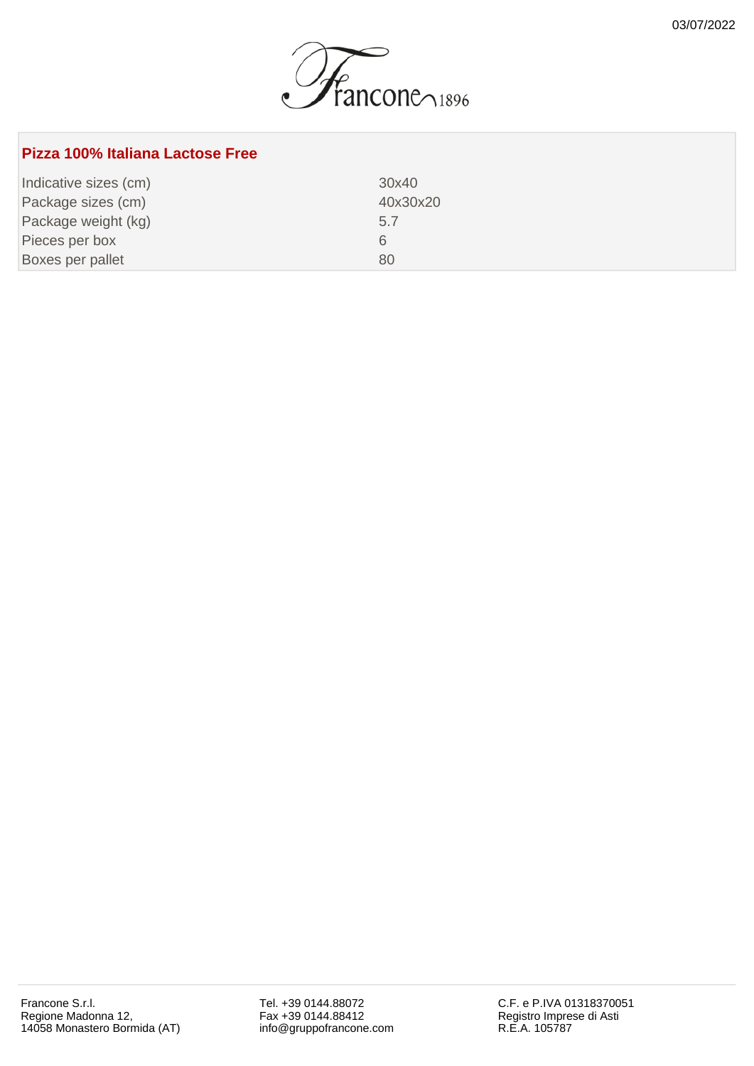## Pizza 100% Italiana Lactose Free

| | |
|---|---|
| Indicative sizes (cm) | 30x40 |
| Package sizes (cm) | 40x30x20 |
| Package weight (kg) | 5.7 |
| Pieces per box | 6 |
| Boxes per pallet | 80 |